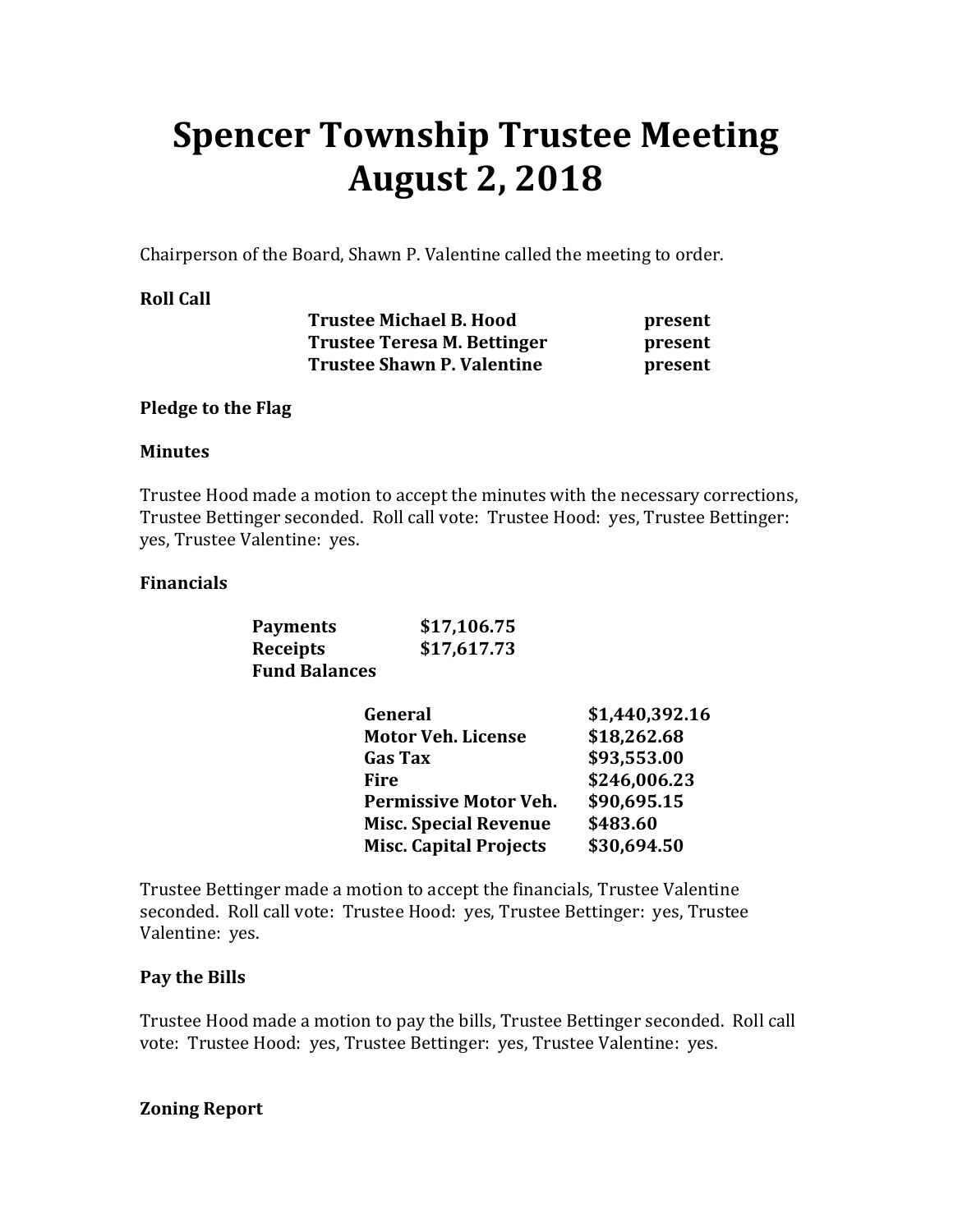# Spencer Township Trustee Meeting
# August 2, 2018

Chairperson of the Board, Shawn P. Valentine called the meeting to order.

**Roll Call**

| | |
|---|---|
| **Trustee Michael B. Hood** | **present** |
| **Trustee Teresa M. Bettinger** | **present** |
| **Trustee Shawn P. Valentine** | **present** |

**Pledge to the Flag**

**Minutes**

Trustee Hood made a motion to accept the minutes with the necessary corrections, Trustee Bettinger seconded. Roll call vote: Trustee Hood: yes, Trustee Bettinger: yes, Trustee Valentine: yes.

**Financials**

| | |
|---|---|
| **Payments** | **$17,106.75** |
| **Receipts** | **$17,617.73** |
| **Fund Balances** | |

| | |
|---|---|
| **General** | **$1,440,392.16** |
| **Motor Veh. License** | **$18,262.68** |
| **Gas Tax** | **$93,553.00** |
| **Fire** | **$246,006.23** |
| **Permissive Motor Veh.** | **$90,695.15** |
| **Misc. Special Revenue** | **$483.60** |
| **Misc. Capital Projects** | **$30,694.50** |

Trustee Bettinger made a motion to accept the financials, Trustee Valentine seconded. Roll call vote: Trustee Hood: yes, Trustee Bettinger: yes, Trustee Valentine: yes.

**Pay the Bills**

Trustee Hood made a motion to pay the bills, Trustee Bettinger seconded. Roll call vote: Trustee Hood: yes, Trustee Bettinger: yes, Trustee Valentine: yes.

**Zoning Report**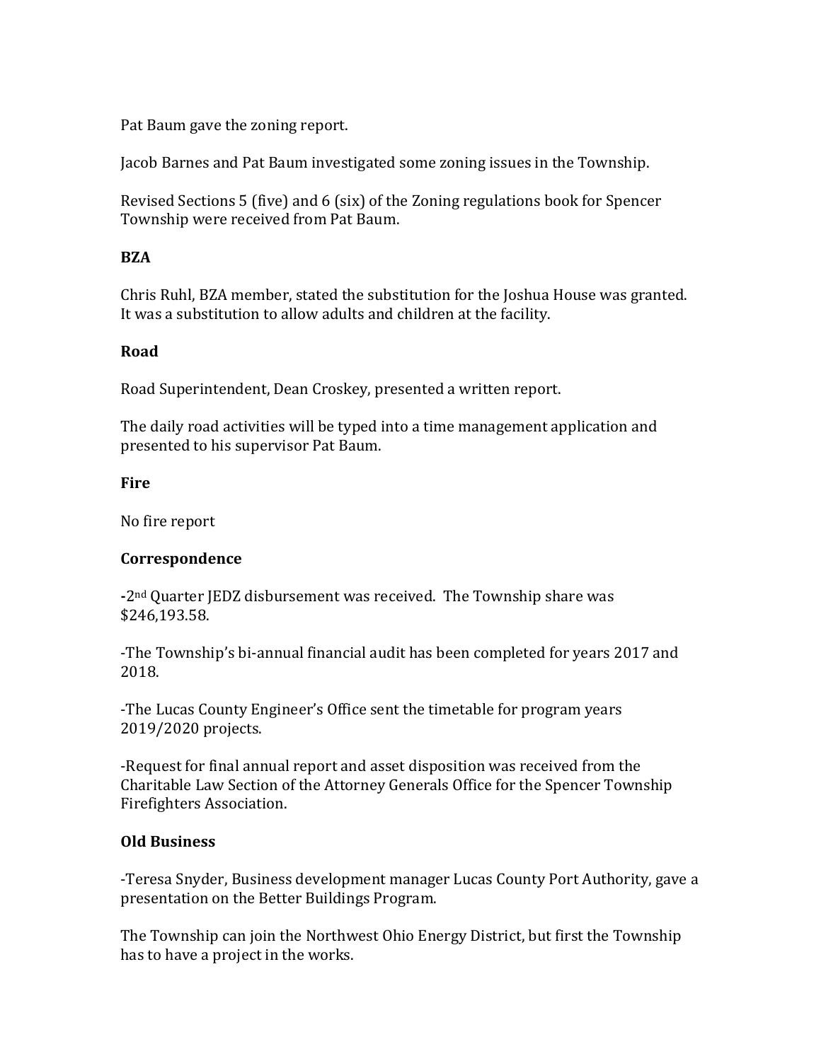Pat Baum gave the zoning report.

Jacob Barnes and Pat Baum investigated some zoning issues in the Township.

Revised Sections 5 (five) and 6 (six) of the Zoning regulations book for Spencer Township were received from Pat Baum.

**BZA**

Chris Ruhl, BZA member, stated the substitution for the Joshua House was granted. It was a substitution to allow adults and children at the facility.

**Road**

Road Superintendent, Dean Croskey, presented a written report.

The daily road activities will be typed into a time management application and presented to his supervisor Pat Baum.

**Fire**

No fire report

**Correspondence**

-2nd Quarter JEDZ disbursement was received. The Township share was $246,193.58.

-The Township's bi-annual financial audit has been completed for years 2017 and 2018.

-The Lucas County Engineer's Office sent the timetable for program years 2019/2020 projects.

-Request for final annual report and asset disposition was received from the Charitable Law Section of the Attorney Generals Office for the Spencer Township Firefighters Association.

**Old Business**

-Teresa Snyder, Business development manager Lucas County Port Authority, gave a presentation on the Better Buildings Program.

The Township can join the Northwest Ohio Energy District, but first the Township has to have a project in the works.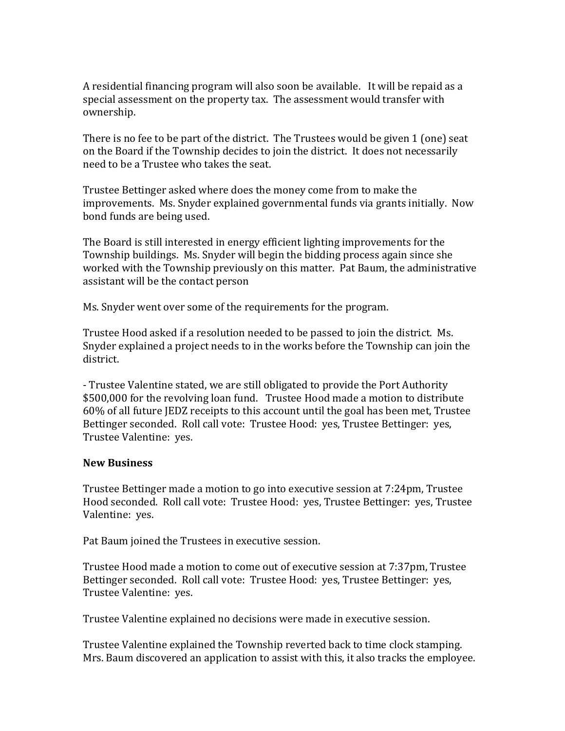A residential financing program will also soon be available. It will be repaid as a special assessment on the property tax. The assessment would transfer with ownership.

There is no fee to be part of the district. The Trustees would be given 1 (one) seat on the Board if the Township decides to join the district. It does not necessarily need to be a Trustee who takes the seat.

Trustee Bettinger asked where does the money come from to make the improvements. Ms. Snyder explained governmental funds via grants initially. Now bond funds are being used.

The Board is still interested in energy efficient lighting improvements for the Township buildings. Ms. Snyder will begin the bidding process again since she worked with the Township previously on this matter. Pat Baum, the administrative assistant will be the contact person

Ms. Snyder went over some of the requirements for the program.

Trustee Hood asked if a resolution needed to be passed to join the district. Ms. Snyder explained a project needs to in the works before the Township can join the district.

- Trustee Valentine stated, we are still obligated to provide the Port Authority $500,000 for the revolving loan fund. Trustee Hood made a motion to distribute 60% of all future JEDZ receipts to this account until the goal has been met, Trustee Bettinger seconded. Roll call vote: Trustee Hood: yes, Trustee Bettinger: yes, Trustee Valentine: yes.

**New Business**

Trustee Bettinger made a motion to go into executive session at 7:24pm, Trustee Hood seconded. Roll call vote: Trustee Hood: yes, Trustee Bettinger: yes, Trustee Valentine: yes.

Pat Baum joined the Trustees in executive session.

Trustee Hood made a motion to come out of executive session at 7:37pm, Trustee Bettinger seconded. Roll call vote: Trustee Hood: yes, Trustee Bettinger: yes, Trustee Valentine: yes.

Trustee Valentine explained no decisions were made in executive session.

Trustee Valentine explained the Township reverted back to time clock stamping. Mrs. Baum discovered an application to assist with this, it also tracks the employee.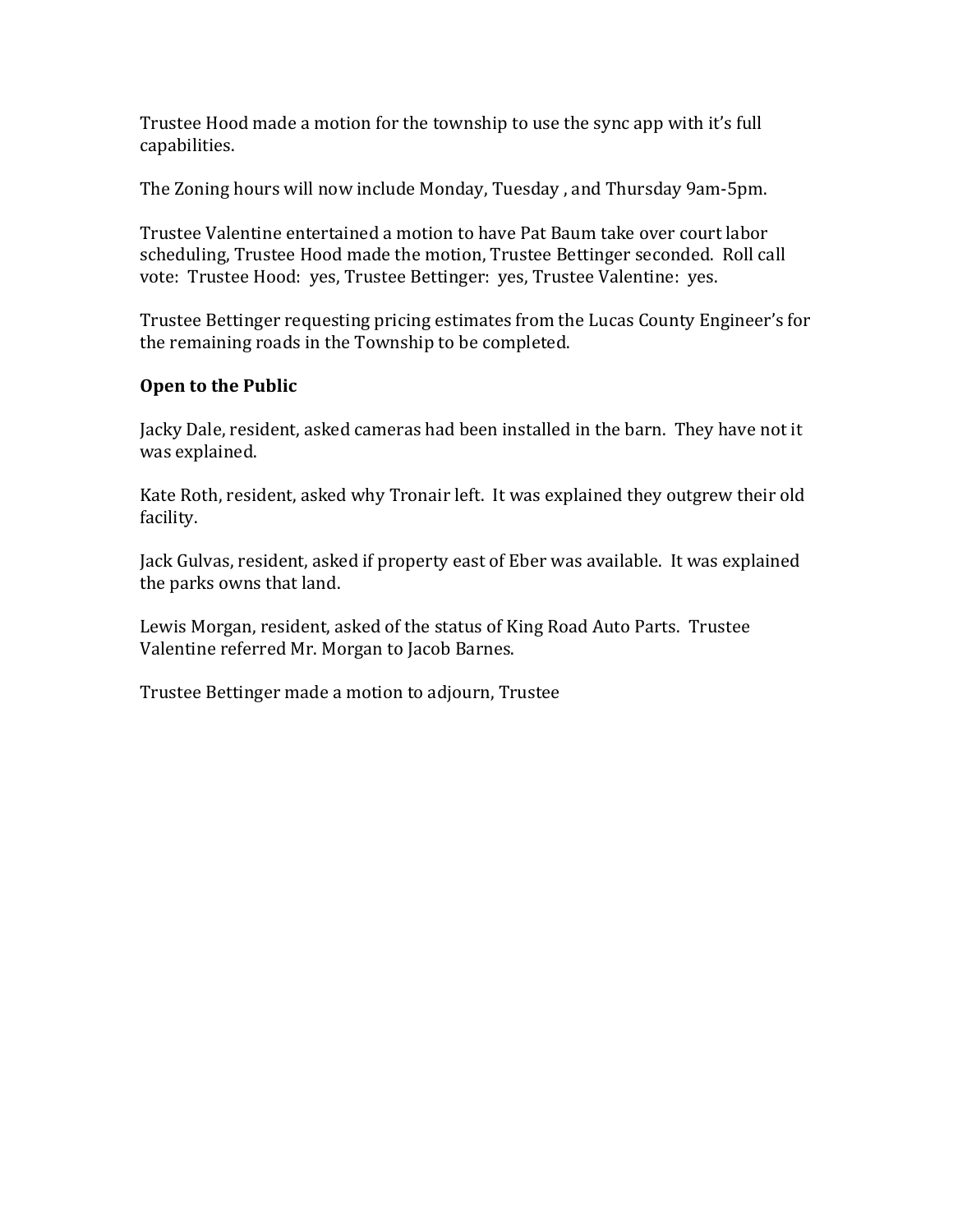Trustee Hood made a motion for the township to use the sync app with it's full capabilities.

The Zoning hours will now include Monday, Tuesday , and Thursday 9am-5pm.

Trustee Valentine entertained a motion to have Pat Baum take over court labor scheduling, Trustee Hood made the motion, Trustee Bettinger seconded. Roll call vote: Trustee Hood: yes, Trustee Bettinger: yes, Trustee Valentine: yes.

Trustee Bettinger requesting pricing estimates from the Lucas County Engineer's for the remaining roads in the Township to be completed.

**Open to the Public**

Jacky Dale, resident, asked cameras had been installed in the barn. They have not it was explained.

Kate Roth, resident, asked why Tronair left. It was explained they outgrew their old facility.

Jack Gulvas, resident, asked if property east of Eber was available. It was explained the parks owns that land.

Lewis Morgan, resident, asked of the status of King Road Auto Parts. Trustee Valentine referred Mr. Morgan to Jacob Barnes.

Trustee Bettinger made a motion to adjourn, Trustee